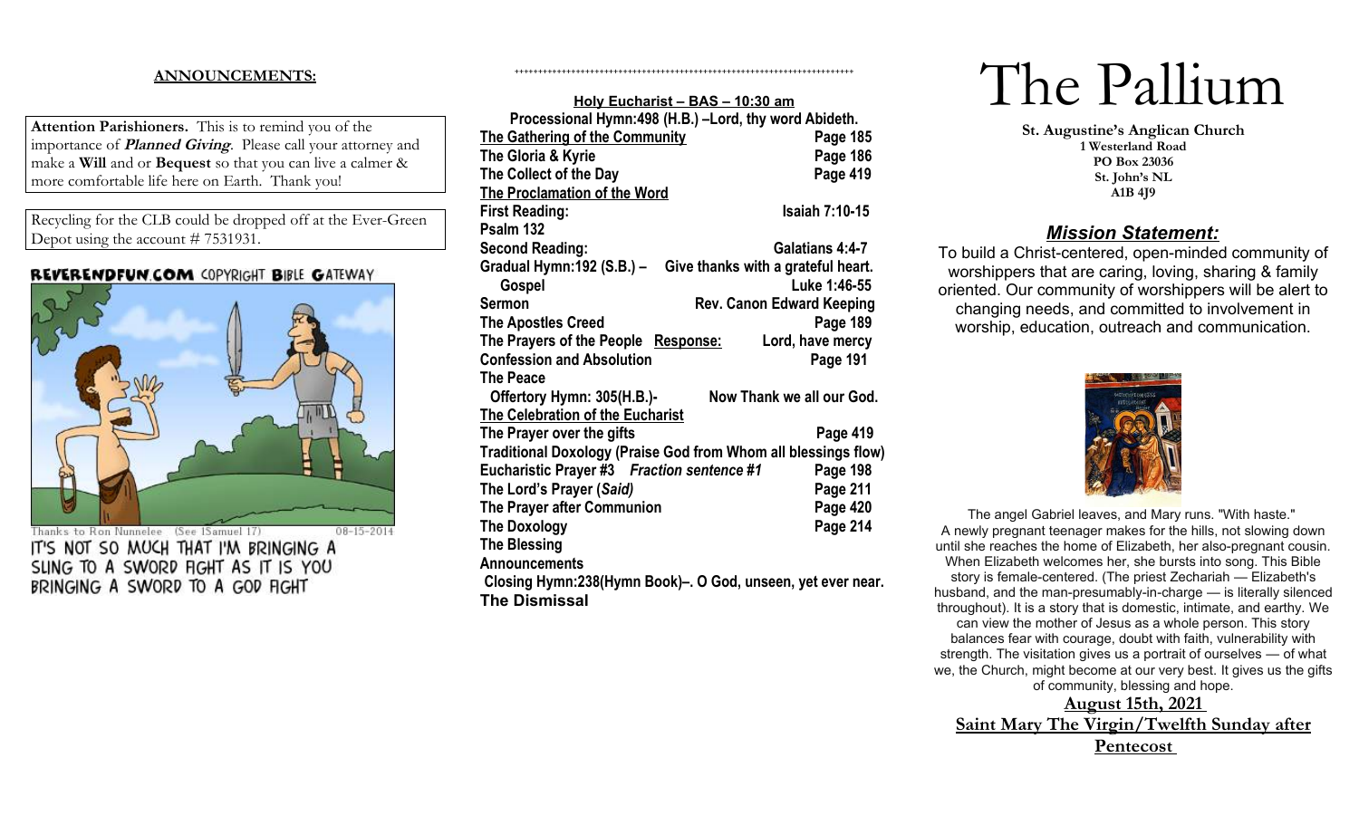**ANNOUNCEMENTS:**

**Attention Parishioners.** This is to remind you of the importance of ***Planned Giving***. Please call your attorney and make a **Will** and or **Bequest** so that you can live a calmer & more comfortable life here on Earth. Thank you!

Recycling for the CLB could be dropped off at the Ever-Green Depot using the account # 7531931.

REVERENDFUN.COM COPYRIGHT BIBLE GATEWAY

Thanks to Ron Nunnelee (See 1Samuel 17) 08-15-2014

IT'S NOT SO MUCH THAT I'M BRINGING A SLING TO A SWORD FIGHT AS IT IS YOU BRINGING A SWORD TO A GOD FIGHT

++++++++++++++++++++++++++++++++++++++++++++++++++++++++++++++++++++++++

**Holy Eucharist – BAS – 10:30 am**

**Processional Hymn:498 (H.B.) –Lord, thy word Abideth.**

| | |
|---|---|
| **The Gathering of the Community** | **Page 185** |
| **The Gloria & Kyrie** | **Page 186** |
| **The Collect of the Day** | **Page 419** |
| **The Proclamation of the Word** | |
| **First Reading:** | **Isaiah 7:10-15** |
| **Psalm 132** | |
| **Second Reading:** | **Galatians 4:4-7** |
| **Gradual Hymn:192 (S.B.) –** | **Give thanks with a grateful heart.** |
| **Gospel** | **Luke 1:46-55** |
| **Sermon** | **Rev. Canon Edward Keeping** |
| **The Apostles Creed** | **Page 189** |
| **The Prayers of the People Response:** | **Lord, have mercy** |
| **Confession and Absolution** | **Page 191** |
| **The Peace** | |
| **Offertory Hymn: 305(H.B.)-** | **Now Thank we all our God.** |
| **The Celebration of the Eucharist** | |
| **The Prayer over the gifts** | **Page 419** |
| **Traditional Doxology (Praise God from Whom all blessings flow)** | |
| **Eucharistic Prayer #3** ***Fraction sentence #1*** | **Page 198** |
| **The Lord's Prayer (*Said*)** | **Page 211** |
| **The Prayer after Communion** | **Page 420** |
| **The Doxology** | **Page 214** |
| **The Blessing** | |
| **Announcements** | |

**Closing Hymn:238(Hymn Book)–. O God, unseen, yet ever near.**

**The Dismissal**

# The Pallium

**St. Augustine's Anglican Church**
**1 Westerland Road**
**PO Box 23036**
**St. John's NL**
**A1B 4J9**

## ***Mission Statement:***

To build a Christ-centered, open-minded community of worshippers that are caring, loving, sharing & family oriented. Our community of worshippers will be alert to changing needs, and committed to involvement in worship, education, outreach and communication.

The angel Gabriel leaves, and Mary runs. "With haste." A newly pregnant teenager makes for the hills, not slowing down until she reaches the home of Elizabeth, her also-pregnant cousin. When Elizabeth welcomes her, she bursts into song. This Bible story is female-centered. (The priest Zechariah — Elizabeth's husband, and the man-presumably-in-charge — is literally silenced throughout). It is a story that is domestic, intimate, and earthy. We can view the mother of Jesus as a whole person. This story balances fear with courage, doubt with faith, vulnerability with strength. The visitation gives us a portrait of ourselves — of what we, the Church, might become at our very best. It gives us the gifts of community, blessing and hope.

**August 15th, 2021**
**Saint Mary The Virgin/Twelfth Sunday after Pentecost**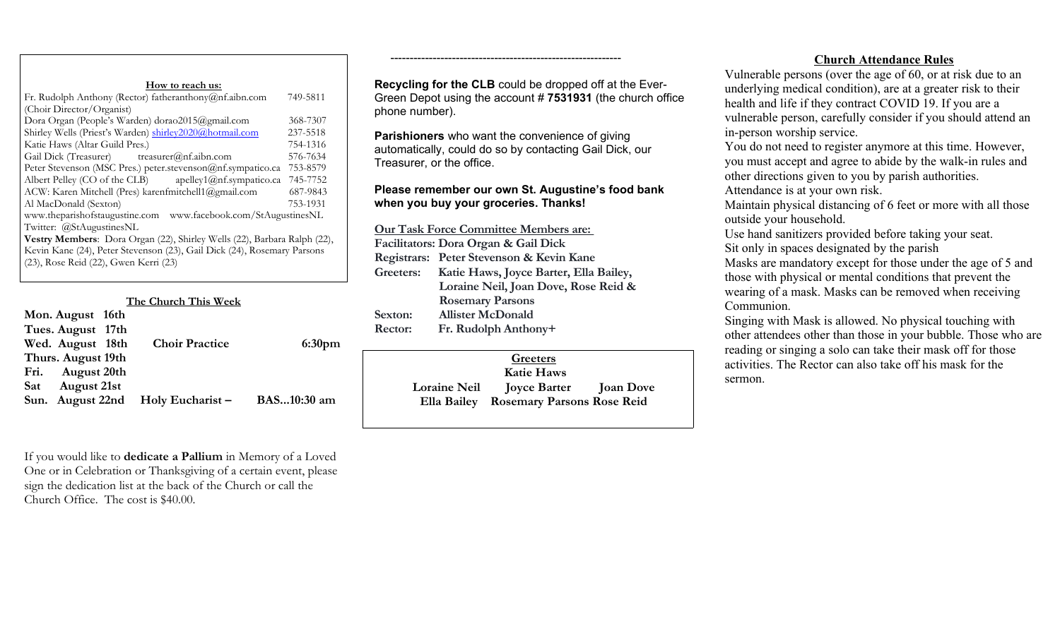## How to reach us:

| | |
|---|---|
| Fr. Rudolph Anthony (Rector) fatheranthony@nf.aibn.com (Choir Director/Organist) | 749-5811 |
| Dora Organ (People's Warden) dorao2015@gmail.com | 368-7307 |
| Shirley Wells (Priest's Warden) shirley2020@hotmail.com | 237-5518 |
| Katie Haws (Altar Guild Pres.) | 754-1316 |
| Gail Dick (Treasurer) treasurer@nf.aibn.com | 576-7634 |
| Peter Stevenson (MSC Pres.) peter.stevenson@nf.sympatico.ca | 753-8579 |
| Albert Pelley (CO of the CLB) apelley1@nf.sympatico.ca | 745-7752 |
| ACW: Karen Mitchell (Pres) karenfmitchell1@gmail.com | 687-9843 |
| Al MacDonald (Sexton) | 753-1931 |

www.theparishofstaugustine.com www.facebook.com/StAugustinesNL

Twitter: @StAugustinesNL

**Vestry Members**: Dora Organ (22), Shirley Wells (22), Barbara Ralph (22), Kevin Kane (24), Peter Stevenson (23), Gail Dick (24), Rosemary Parsons (23), Rose Reid (22), Gwen Kerri (23)

## The Church This Week

| | | |
|---|---|---|
| **Mon. August 16th** | | |
| **Tues. August 17th** | | |
| **Wed. August 18th** | **Choir Practice** | **6:30pm** |
| **Thurs. August 19th** | | |
| **Fri. August 20th** | | |
| **Sat August 21st** | | |
| **Sun. August 22nd** | **Holy Eucharist –** | **BAS...10:30 am** |

If you would like to **dedicate a Pallium** in Memory of a Loved One or in Celebration or Thanksgiving of a certain event, please sign the dedication list at the back of the Church or call the Church Office. The cost is $40.00.

------------------------------------------------------------

**Recycling for the CLB** could be dropped off at the Ever-Green Depot using the account # **7531931** (the church office phone number).

**Parishioners** who want the convenience of giving automatically, could do so by contacting Gail Dick, our Treasurer, or the office.

**Please remember our own St. Augustine's food bank when you buy your groceries. Thanks!**

**Our Task Force Committee Members are:**

**Facilitators: Dora Organ & Gail Dick**
**Registrars: Peter Stevenson & Kevin Kane**
**Greeters: Katie Haws, Joyce Barter, Ella Bailey, Loraine Neil, Joan Dove, Rose Reid & Rosemary Parsons**
**Sexton: Allister McDonald**
**Rector: Fr. Rudolph Anthony+**

**Greeters**

**Katie Haws**
**Loraine Neil Joyce Barter Joan Dove**
**Ella Bailey Rosemary Parsons Rose Reid**

## Church Attendance Rules

Vulnerable persons (over the age of 60, or at risk due to an underlying medical condition), are at a greater risk to their health and life if they contract COVID 19. If you are a vulnerable person, carefully consider if you should attend an in-person worship service.

You do not need to register anymore at this time. However, you must accept and agree to abide by the walk-in rules and other directions given to you by parish authorities.

Attendance is at your own risk.

Maintain physical distancing of 6 feet or more with all those outside your household.

Use hand sanitizers provided before taking your seat.

Sit only in spaces designated by the parish

Masks are mandatory except for those under the age of 5 and those with physical or mental conditions that prevent the wearing of a mask. Masks can be removed when receiving Communion.

Singing with Mask is allowed. No physical touching with other attendees other than those in your bubble. Those who are reading or singing a solo can take their mask off for those activities. The Rector can also take off his mask for the sermon.